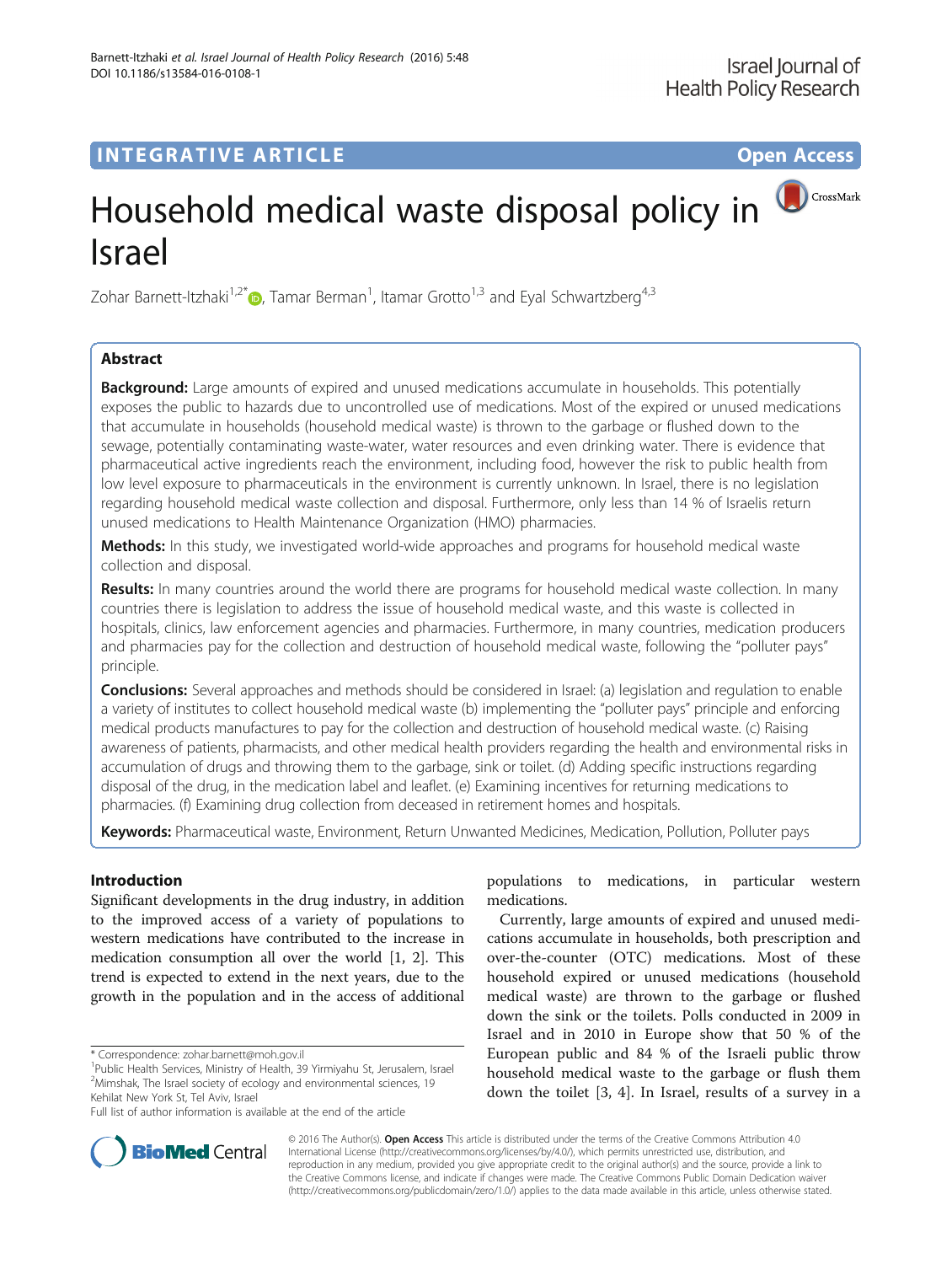INTEGRATIVE ARTICLE

Open Access

# Household medical waste disposal policy in Israel

Zohar Barnett-Itzhaki[1,2*], Tamar Berman[1], Itamar Grotto[1,3] and Eyal Schwartzberg[4,3]

## Abstract

**Background:** Large amounts of expired and unused medications accumulate in households. This potentially exposes the public to hazards due to uncontrolled use of medications. Most of the expired or unused medications that accumulate in households (household medical waste) is thrown to the garbage or flushed down to the sewage, potentially contaminating waste-water, water resources and even drinking water. There is evidence that pharmaceutical active ingredients reach the environment, including food, however the risk to public health from low level exposure to pharmaceuticals in the environment is currently unknown. In Israel, there is no legislation regarding household medical waste collection and disposal. Furthermore, only less than 14 % of Israelis return unused medications to Health Maintenance Organization (HMO) pharmacies.

**Methods:** In this study, we investigated world-wide approaches and programs for household medical waste collection and disposal.

**Results:** In many countries around the world there are programs for household medical waste collection. In many countries there is legislation to address the issue of household medical waste, and this waste is collected in hospitals, clinics, law enforcement agencies and pharmacies. Furthermore, in many countries, medication producers and pharmacies pay for the collection and destruction of household medical waste, following the "polluter pays" principle.

**Conclusions:** Several approaches and methods should be considered in Israel: (a) legislation and regulation to enable a variety of institutes to collect household medical waste (b) implementing the "polluter pays" principle and enforcing medical products manufactures to pay for the collection and destruction of household medical waste. (c) Raising awareness of patients, pharmacists, and other medical health providers regarding the health and environmental risks in accumulation of drugs and throwing them to the garbage, sink or toilet. (d) Adding specific instructions regarding disposal of the drug, in the medication label and leaflet. (e) Examining incentives for returning medications to pharmacies. (f) Examining drug collection from deceased in retirement homes and hospitals.

**Keywords:** Pharmaceutical waste, Environment, Return Unwanted Medicines, Medication, Pollution, Polluter pays

## Introduction

Significant developments in the drug industry, in addition to the improved access of a variety of populations to western medications have contributed to the increase in medication consumption all over the world [1, 2]. This trend is expected to extend in the next years, due to the growth in the population and in the access of additional populations to medications, in particular western medications.

Currently, large amounts of expired and unused medications accumulate in households, both prescription and over-the-counter (OTC) medications. Most of these household expired or unused medications (household medical waste) are thrown to the garbage or flushed down the sink or the toilets. Polls conducted in 2009 in Israel and in 2010 in Europe show that 50 % of the European public and 84 % of the Israeli public throw household medical waste to the garbage or flush them down the toilet [3, 4]. In Israel, results of a survey in a

\* Correspondence: zohar.barnett@moh.gov.il
[1]Public Health Services, Ministry of Health, 39 Yirmiyahu St, Jerusalem, Israel
[2]Mimshak, The Israel society of ecology and environmental sciences, 19 Kehilat New York St, Tel Aviv, Israel
Full list of author information is available at the end of the article

© 2016 The Author(s). **Open Access** This article is distributed under the terms of the Creative Commons Attribution 4.0 International License (http://creativecommons.org/licenses/by/4.0/), which permits unrestricted use, distribution, and reproduction in any medium, provided you give appropriate credit to the original author(s) and the source, provide a link to the Creative Commons license, and indicate if changes were made. The Creative Commons Public Domain Dedication waiver (http://creativecommons.org/publicdomain/zero/1.0/) applies to the data made available in this article, unless otherwise stated.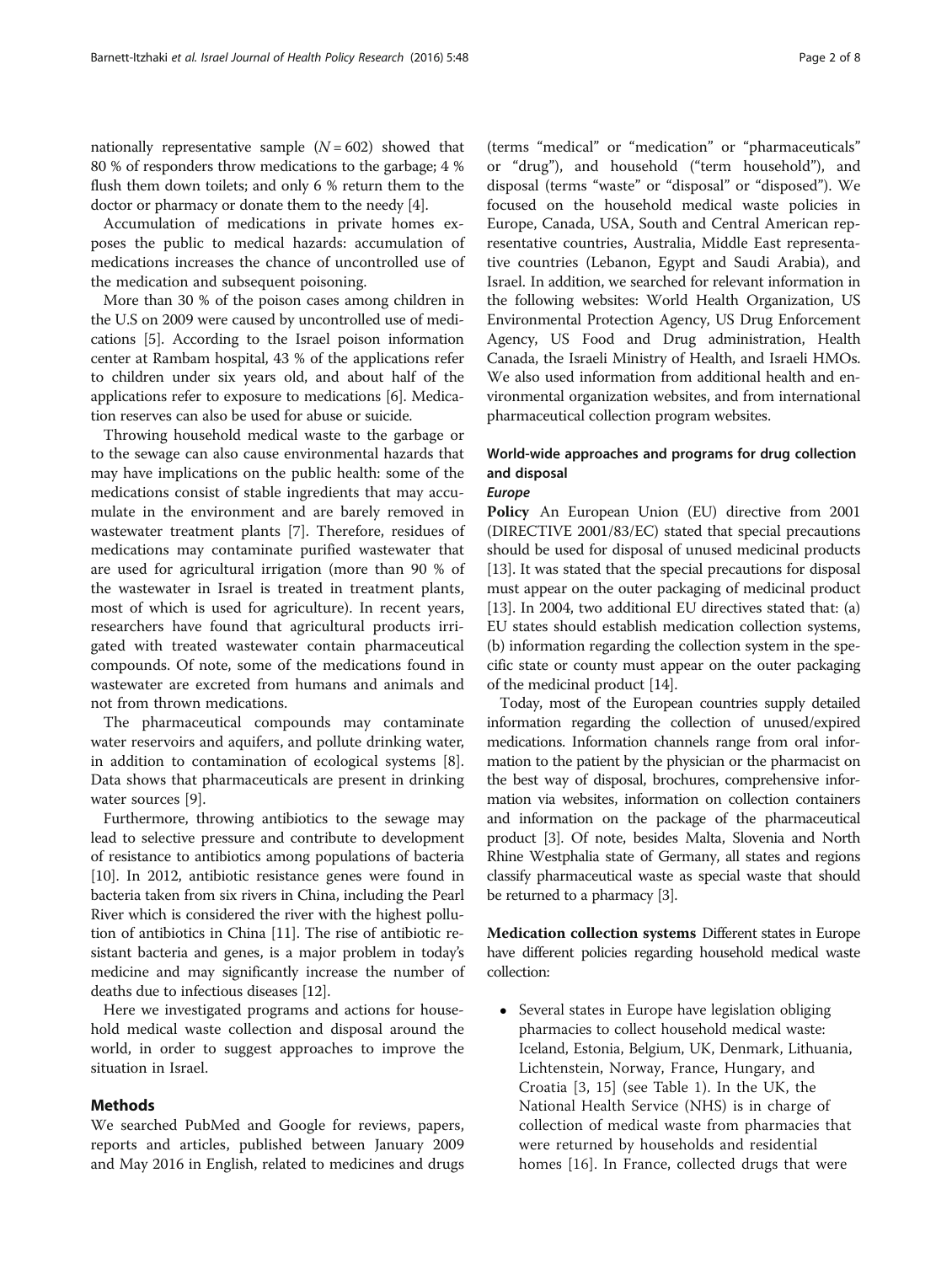nationally representative sample ($N = 602$) showed that 80 % of responders throw medications to the garbage; 4 % flush them down toilets; and only 6 % return them to the doctor or pharmacy or donate them to the needy [4].

Accumulation of medications in private homes exposes the public to medical hazards: accumulation of medications increases the chance of uncontrolled use of the medication and subsequent poisoning.

More than 30 % of the poison cases among children in the U.S on 2009 were caused by uncontrolled use of medications [5]. According to the Israel poison information center at Rambam hospital, 43 % of the applications refer to children under six years old, and about half of the applications refer to exposure to medications [6]. Medication reserves can also be used for abuse or suicide.

Throwing household medical waste to the garbage or to the sewage can also cause environmental hazards that may have implications on the public health: some of the medications consist of stable ingredients that may accumulate in the environment and are barely removed in wastewater treatment plants [7]. Therefore, residues of medications may contaminate purified wastewater that are used for agricultural irrigation (more than 90 % of the wastewater in Israel is treated in treatment plants, most of which is used for agriculture). In recent years, researchers have found that agricultural products irrigated with treated wastewater contain pharmaceutical compounds. Of note, some of the medications found in wastewater are excreted from humans and animals and not from thrown medications.

The pharmaceutical compounds may contaminate water reservoirs and aquifers, and pollute drinking water, in addition to contamination of ecological systems [8]. Data shows that pharmaceuticals are present in drinking water sources [9].

Furthermore, throwing antibiotics to the sewage may lead to selective pressure and contribute to development of resistance to antibiotics among populations of bacteria [10]. In 2012, antibiotic resistance genes were found in bacteria taken from six rivers in China, including the Pearl River which is considered the river with the highest pollution of antibiotics in China [11]. The rise of antibiotic resistant bacteria and genes, is a major problem in today's medicine and may significantly increase the number of deaths due to infectious diseases [12].

Here we investigated programs and actions for household medical waste collection and disposal around the world, in order to suggest approaches to improve the situation in Israel.

## Methods

We searched PubMed and Google for reviews, papers, reports and articles, published between January 2009 and May 2016 in English, related to medicines and drugs (terms "medical" or "medication" or "pharmaceuticals" or "drug"), and household ("term household"), and disposal (terms "waste" or "disposal" or "disposed"). We focused on the household medical waste policies in Europe, Canada, USA, South and Central American representative countries, Australia, Middle East representative countries (Lebanon, Egypt and Saudi Arabia), and Israel. In addition, we searched for relevant information in the following websites: World Health Organization, US Environmental Protection Agency, US Drug Enforcement Agency, US Food and Drug administration, Health Canada, the Israeli Ministry of Health, and Israeli HMOs. We also used information from additional health and environmental organization websites, and from international pharmaceutical collection program websites.

## World-wide approaches and programs for drug collection and disposal

### *Europe*

**Policy** An European Union (EU) directive from 2001 (DIRECTIVE 2001/83/EC) stated that special precautions should be used for disposal of unused medicinal products [13]. It was stated that the special precautions for disposal must appear on the outer packaging of medicinal product [13]. In 2004, two additional EU directives stated that: (a) EU states should establish medication collection systems, (b) information regarding the collection system in the specific state or county must appear on the outer packaging of the medicinal product [14].

Today, most of the European countries supply detailed information regarding the collection of unused/expired medications. Information channels range from oral information to the patient by the physician or the pharmacist on the best way of disposal, brochures, comprehensive information via websites, information on collection containers and information on the package of the pharmaceutical product [3]. Of note, besides Malta, Slovenia and North Rhine Westphalia state of Germany, all states and regions classify pharmaceutical waste as special waste that should be returned to a pharmacy [3].

**Medication collection systems** Different states in Europe have different policies regarding household medical waste collection:

- Several states in Europe have legislation obliging pharmacies to collect household medical waste: Iceland, Estonia, Belgium, UK, Denmark, Lithuania, Lichtenstein, Norway, France, Hungary, and Croatia [3, 15] (see Table 1). In the UK, the National Health Service (NHS) is in charge of collection of medical waste from pharmacies that were returned by households and residential homes [16]. In France, collected drugs that were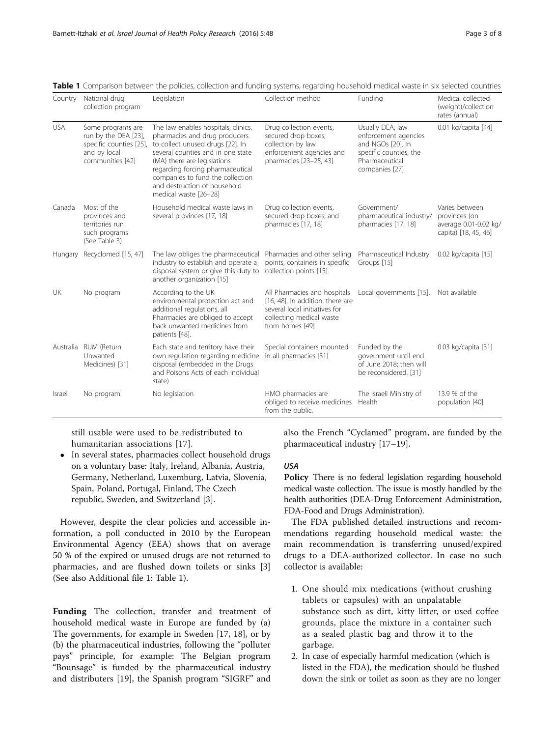**Table 1** Comparison between the policies, collection and funding systems, regarding household medical waste in six selected countries

| Country | National drug collection program | Legislation | Collection method | Funding | Medical collected (weight)/collection rates (annual) |
|---|---|---|---|---|---|
| USA | Some programs are run by the DEA [23], specific counties [25], and by local communities [42] | The law enables hospitals, clinics, pharmacies and drug producers to collect unused drugs [22]. In several counties and in one state (MA) there are legislations regarding forcing pharmaceutical companies to fund the collection and destruction of household medical waste [26–28] | Drug collection events, secured drop boxes, collection by law enforcement agencies and pharmacies [23–25, 43] | Usually DEA, law enforcement agencies and NGOs [20]. In specific counties, the Pharmaceutical companies [27] | 0.01 kg/capita [44] |
| Canada | Most of the provinces and territories run such programs (See Table 3) | Household medical waste laws in several provinces [17, 18] | Drug collection events, secured drop boxes, and pharmacies [17, 18] | Government/ pharmaceutical industry/ pharmacies [17, 18] | Varies between provinces (on average 0.01-0.02 kg/ capita) [18, 45, 46] |
| Hungary | Recyclomed [15, 47] | The law obliges the pharmaceutical industry to establish and operate a disposal system or give this duty to another organization [15] | Pharmacies and other selling points, containers in specific collection points [15] | Pharmaceutical Industry Groups [15] | 0.02 kg/capita [15] |
| UK | No program | According to the UK environmental protection act and additional regulations, all Pharmacies are obliged to accept back unwanted medicines from patients [48]. | All Pharmacies and hospitals [16, 48]. In addition, there are several local initiatives for collecting medical waste from homes [49] | Local governments [15]. | Not available |
| Australia | RUM (Return Unwanted Medicines) [31] | Each state and territory have their own regulation regarding medicine disposal (embedded in the Drugs and Poisons Acts of each individual state) | Special containers mounted in all pharmacies [31] | Funded by the government until end of June 2018; then will be reconsidered. [31] | 0.03 kg/capita [31] |
| Israel | No program | No legislation | HMO pharmacies are obliged to receive medicines from the public. | The Israeli Ministry of Health | 13.9 % of the population [40] |

still usable were used to be redistributed to humanitarian associations [17].

- In several states, pharmacies collect household drugs on a voluntary base: Italy, Ireland, Albania, Austria, Germany, Netherland, Luxemburg, Latvia, Slovenia, Spain, Poland, Portugal, Finland, The Czech republic, Sweden, and Switzerland [3].

However, despite the clear policies and accessible information, a poll conducted in 2010 by the European Environmental Agency (EEA) shows that on average 50 % of the expired or unused drugs are not returned to pharmacies, and are flushed down toilets or sinks [3] (See also Additional file 1: Table 1).

**Funding** The collection, transfer and treatment of household medical waste in Europe are funded by (a) The governments, for example in Sweden [17, 18], or by (b) the pharmaceutical industries, following the "polluter pays" principle, for example: The Belgian program "Bounsage" is funded by the pharmaceutical industry and distributers [19], the Spanish program "SIGRE" and also the French "Cyclamed" program, are funded by the pharmaceutical industry [17–19].

### *USA*

**Policy** There is no federal legislation regarding household medical waste collection. The issue is mostly handled by the health authorities (DEA-Drug Enforcement Administration, FDA-Food and Drugs Administration).

The FDA published detailed instructions and recommendations regarding household medical waste: the main recommendation is transferring unused/expired drugs to a DEA-authorized collector. In case no such collector is available:

1. One should mix medications (without crushing tablets or capsules) with an unpalatable substance such as dirt, kitty litter, or used coffee grounds, place the mixture in a container such as a sealed plastic bag and throw it to the garbage.
2. In case of especially harmful medication (which is listed in the FDA), the medication should be flushed down the sink or toilet as soon as they are no longer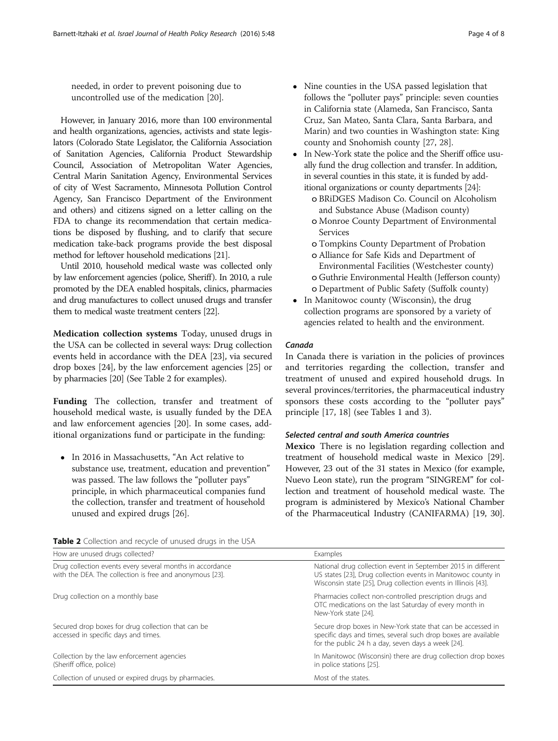needed, in order to prevent poisoning due to uncontrolled use of the medication [20].

However, in January 2016, more than 100 environmental and health organizations, agencies, activists and state legislators (Colorado State Legislator, the California Association of Sanitation Agencies, California Product Stewardship Council, Association of Metropolitan Water Agencies, Central Marin Sanitation Agency, Environmental Services of city of West Sacramento, Minnesota Pollution Control Agency, San Francisco Department of the Environment and others) and citizens signed on a letter calling on the FDA to change its recommendation that certain medications be disposed by flushing, and to clarify that secure medication take-back programs provide the best disposal method for leftover household medications [21].

Until 2010, household medical waste was collected only by law enforcement agencies (police, Sheriff). In 2010, a rule promoted by the DEA enabled hospitals, clinics, pharmacies and drug manufactures to collect unused drugs and transfer them to medical waste treatment centers [22].

**Medication collection systems** Today, unused drugs in the USA can be collected in several ways: Drug collection events held in accordance with the DEA [23], via secured drop boxes [24], by the law enforcement agencies [25] or by pharmacies [20] (See Table 2 for examples).

**Funding** The collection, transfer and treatment of household medical waste, is usually funded by the DEA and law enforcement agencies [20]. In some cases, additional organizations fund or participate in the funding:

- In 2016 in Massachusetts, "An Act relative to substance use, treatment, education and prevention" was passed. The law follows the "polluter pays" principle, in which pharmaceutical companies fund the collection, transfer and treatment of household unused and expired drugs [26].
- Nine counties in the USA passed legislation that follows the "polluter pays" principle: seven counties in California state (Alameda, San Francisco, Santa Cruz, San Mateo, Santa Clara, Santa Barbara, and Marin) and two counties in Washington state: King county and Snohomish county [27, 28].
- In New-York state the police and the Sheriff office usually fund the drug collection and transfer. In addition, in several counties in this state, it is funded by additional organizations or county departments [24]:
  - BRiDGES Madison Co. Council on Alcoholism and Substance Abuse (Madison county)
  - Monroe County Department of Environmental Services
  - Tompkins County Department of Probation
  - Alliance for Safe Kids and Department of Environmental Facilities (Westchester county)
  - Guthrie Environmental Health (Jefferson county)
  - Department of Public Safety (Suffolk county)
- In Manitowoc county (Wisconsin), the drug collection programs are sponsored by a variety of agencies related to health and the environment.

### *Canada*

In Canada there is variation in the policies of provinces and territories regarding the collection, transfer and treatment of unused and expired household drugs. In several provinces/territories, the pharmaceutical industry sponsors these costs according to the "polluter pays" principle [17, 18] (see Tables 1 and 3).

### *Selected central and south America countries*

**Mexico** There is no legislation regarding collection and treatment of household medical waste in Mexico [29]. However, 23 out of the 31 states in Mexico (for example, Nuevo Leon state), run the program "SINGREM" for collection and treatment of household medical waste. The program is administered by Mexico's National Chamber of the Pharmaceutical Industry (CANIFARMA) [19, 30].

**Table 2** Collection and recycle of unused drugs in the USA

| How are unused drugs collected? | Examples |
|---|---|
| Drug collection events every several months in accordance with the DEA. The collection is free and anonymous [23]. | National drug collection event in September 2015 in different US states [23], Drug collection events in Manitowoc county in Wisconsin state [25], Drug collection events in Illinois [43]. |
| Drug collection on a monthly base | Pharmacies collect non-controlled prescription drugs and OTC medications on the last Saturday of every month in New-York state [24]. |
| Secured drop boxes for drug collection that can be accessed in specific days and times. | Secure drop boxes in New-York state that can be accessed in specific days and times, several such drop boxes are available for the public 24 h a day, seven days a week [24]. |
| Collection by the law enforcement agencies (Sheriff office, police) | In Manitowoc (Wisconsin) there are drug collection drop boxes in police stations [25]. |
| Collection of unused or expired drugs by pharmacies. | Most of the states. |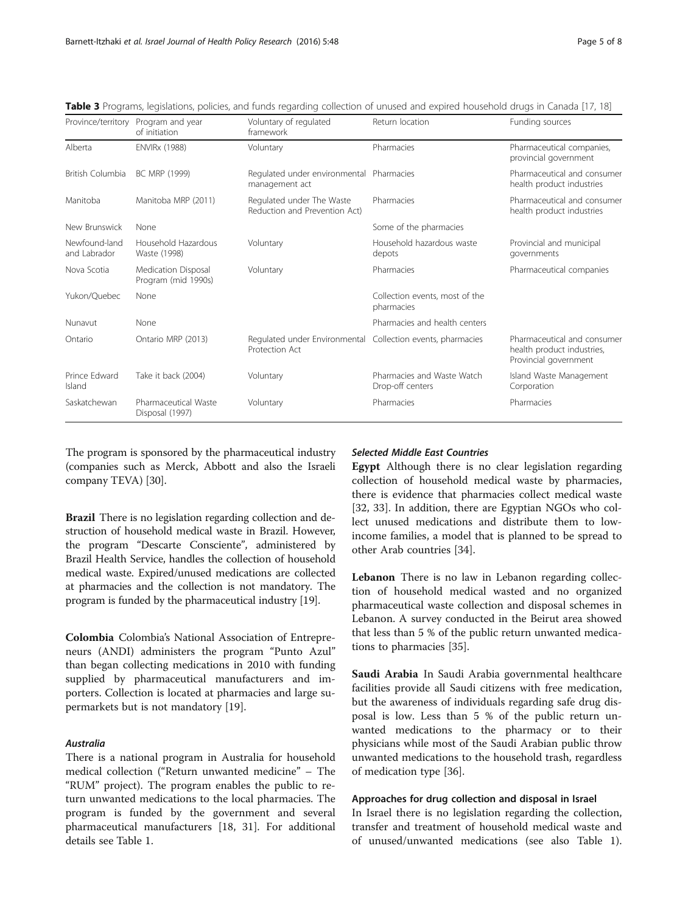**Table 3** Programs, legislations, policies, and funds regarding collection of unused and expired household drugs in Canada [17, 18]

| Province/territory | Program and year of initiation | Voluntary of regulated framework | Return location | Funding sources |
|---|---|---|---|---|
| Alberta | ENVIRx (1988) | Voluntary | Pharmacies | Pharmaceutical companies, provincial government |
| British Columbia | BC MRP (1999) | Regulated under environmental management act | Pharmacies | Pharmaceutical and consumer health product industries |
| Manitoba | Manitoba MRP (2011) | Regulated under The Waste Reduction and Prevention Act) | Pharmacies | Pharmaceutical and consumer health product industries |
| New Brunswick | None | | Some of the pharmacies | |
| Newfound-land and Labrador | Household Hazardous Waste (1998) | Voluntary | Household hazardous waste depots | Provincial and municipal governments |
| Nova Scotia | Medication Disposal Program (mid 1990s) | Voluntary | Pharmacies | Pharmaceutical companies |
| Yukon/Quebec | None | | Collection events, most of the pharmacies | |
| Nunavut | None | | Pharmacies and health centers | |
| Ontario | Ontario MRP (2013) | Regulated under Environmental Protection Act | Collection events, pharmacies | Pharmaceutical and consumer health product industries, Provincial government |
| Prince Edward Island | Take it back (2004) | Voluntary | Pharmacies and Waste Watch Drop-off centers | Island Waste Management Corporation |
| Saskatchewan | Pharmaceutical Waste Disposal (1997) | Voluntary | Pharmacies | Pharmacies |

The program is sponsored by the pharmaceutical industry (companies such as Merck, Abbott and also the Israeli company TEVA) [30].

**Brazil** There is no legislation regarding collection and destruction of household medical waste in Brazil. However, the program "Descarte Consciente", administered by Brazil Health Service, handles the collection of household medical waste. Expired/unused medications are collected at pharmacies and the collection is not mandatory. The program is funded by the pharmaceutical industry [19].

**Colombia** Colombia's National Association of Entrepreneurs (ANDI) administers the program "Punto Azul" than began collecting medications in 2010 with funding supplied by pharmaceutical manufacturers and importers. Collection is located at pharmacies and large supermarkets but is not mandatory [19].

### *Australia*

There is a national program in Australia for household medical collection ("Return unwanted medicine" – The "RUM" project). The program enables the public to return unwanted medications to the local pharmacies. The program is funded by the government and several pharmaceutical manufacturers [18, 31]. For additional details see Table 1.

### *Selected Middle East Countries*

**Egypt** Although there is no clear legislation regarding collection of household medical waste by pharmacies, there is evidence that pharmacies collect medical waste [32, 33]. In addition, there are Egyptian NGOs who collect unused medications and distribute them to low-income families, a model that is planned to be spread to other Arab countries [34].

**Lebanon** There is no law in Lebanon regarding collection of household medical wasted and no organized pharmaceutical waste collection and disposal schemes in Lebanon. A survey conducted in the Beirut area showed that less than 5 % of the public return unwanted medications to pharmacies [35].

**Saudi Arabia** In Saudi Arabia governmental healthcare facilities provide all Saudi citizens with free medication, but the awareness of individuals regarding safe drug disposal is low. Less than 5 % of the public return unwanted medications to the pharmacy or to their physicians while most of the Saudi Arabian public throw unwanted medications to the household trash, regardless of medication type [36].

### Approaches for drug collection and disposal in Israel

In Israel there is no legislation regarding the collection, transfer and treatment of household medical waste and of unused/unwanted medications (see also Table 1).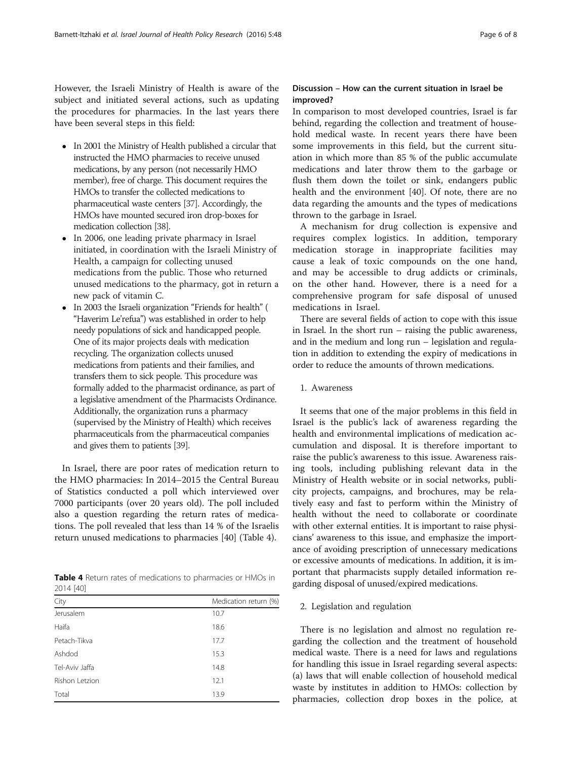However, the Israeli Ministry of Health is aware of the subject and initiated several actions, such as updating the procedures for pharmacies. In the last years there have been several steps in this field:

- In 2001 the Ministry of Health published a circular that instructed the HMO pharmacies to receive unused medications, by any person (not necessarily HMO member), free of charge. This document requires the HMOs to transfer the collected medications to pharmaceutical waste centers [37]. Accordingly, the HMOs have mounted secured iron drop-boxes for medication collection [38].
- In 2006, one leading private pharmacy in Israel initiated, in coordination with the Israeli Ministry of Health, a campaign for collecting unused medications from the public. Those who returned unused medications to the pharmacy, got in return a new pack of vitamin C.
- In 2003 the Israeli organization "Friends for health" ( "Haverim Le'refua") was established in order to help needy populations of sick and handicapped people. One of its major projects deals with medication recycling. The organization collects unused medications from patients and their families, and transfers them to sick people. This procedure was formally added to the pharmacist ordinance, as part of a legislative amendment of the Pharmacists Ordinance. Additionally, the organization runs a pharmacy (supervised by the Ministry of Health) which receives pharmaceuticals from the pharmaceutical companies and gives them to patients [39].

In Israel, there are poor rates of medication return to the HMO pharmacies: In 2014–2015 the Central Bureau of Statistics conducted a poll which interviewed over 7000 participants (over 20 years old). The poll included also a question regarding the return rates of medications. The poll revealed that less than 14 % of the Israelis return unused medications to pharmacies [40] (Table 4).

**Table 4** Return rates of medications to pharmacies or HMOs in 2014 [40]

| City | Medication return (%) |
|---|---|
| Jerusalem | 10.7 |
| Haifa | 18.6 |
| Petach-Tikva | 17.7 |
| Ashdod | 15.3 |
| Tel-Aviv Jaffa | 14.8 |
| Rishon Letzion | 12.1 |
| Total | 13.9 |

## Discussion – How can the current situation in Israel be improved?

In comparison to most developed countries, Israel is far behind, regarding the collection and treatment of household medical waste. In recent years there have been some improvements in this field, but the current situation in which more than 85 % of the public accumulate medications and later throw them to the garbage or flush them down the toilet or sink, endangers public health and the environment [40]. Of note, there are no data regarding the amounts and the types of medications thrown to the garbage in Israel.

A mechanism for drug collection is expensive and requires complex logistics. In addition, temporary medication storage in inappropriate facilities may cause a leak of toxic compounds on the one hand, and may be accessible to drug addicts or criminals, on the other hand. However, there is a need for a comprehensive program for safe disposal of unused medications in Israel.

There are several fields of action to cope with this issue in Israel. In the short run – raising the public awareness, and in the medium and long run – legislation and regulation in addition to extending the expiry of medications in order to reduce the amounts of thrown medications.

1. Awareness

It seems that one of the major problems in this field in Israel is the public's lack of awareness regarding the health and environmental implications of medication accumulation and disposal. It is therefore important to raise the public's awareness to this issue. Awareness raising tools, including publishing relevant data in the Ministry of Health website or in social networks, publicity projects, campaigns, and brochures, may be relatively easy and fast to perform within the Ministry of health without the need to collaborate or coordinate with other external entities. It is important to raise physicians' awareness to this issue, and emphasize the importance of avoiding prescription of unnecessary medications or excessive amounts of medications. In addition, it is important that pharmacists supply detailed information regarding disposal of unused/expired medications.

2. Legislation and regulation

There is no legislation and almost no regulation regarding the collection and the treatment of household medical waste. There is a need for laws and regulations for handling this issue in Israel regarding several aspects: (a) laws that will enable collection of household medical waste by institutes in addition to HMOs: collection by pharmacies, collection drop boxes in the police, at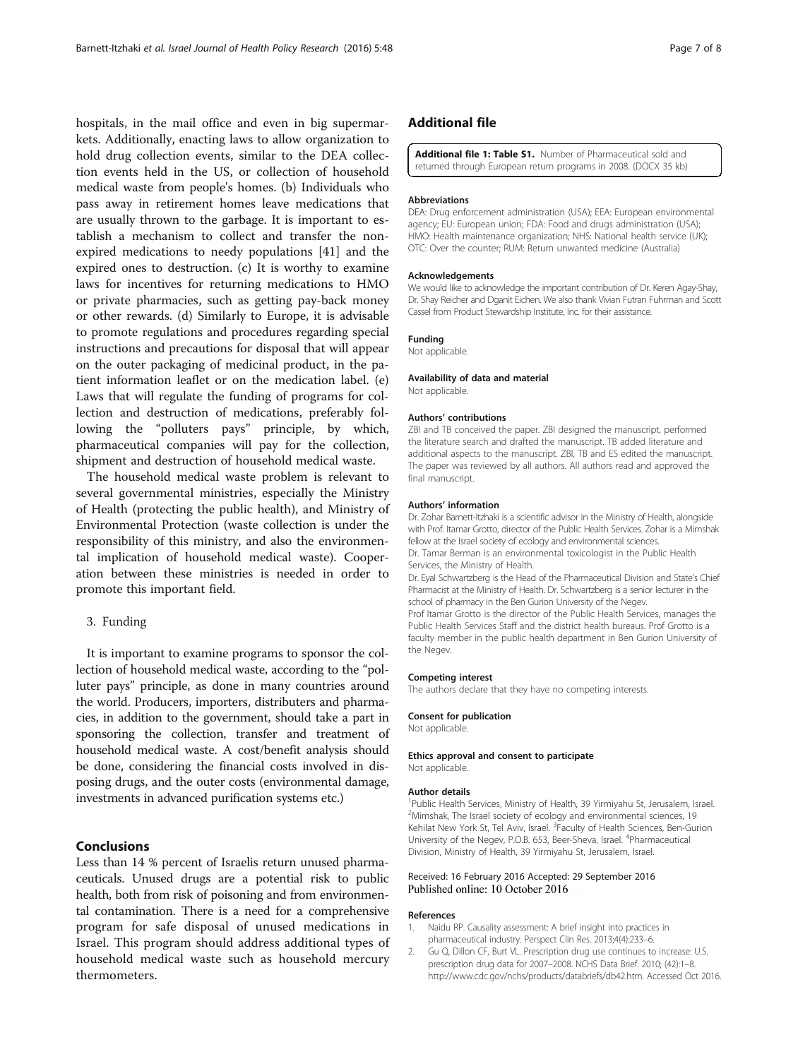hospitals, in the mail office and even in big supermarkets. Additionally, enacting laws to allow organization to hold drug collection events, similar to the DEA collection events held in the US, or collection of household medical waste from people's homes. (b) Individuals who pass away in retirement homes leave medications that are usually thrown to the garbage. It is important to establish a mechanism to collect and transfer the non-expired medications to needy populations [41] and the expired ones to destruction. (c) It is worthy to examine laws for incentives for returning medications to HMO or private pharmacies, such as getting pay-back money or other rewards. (d) Similarly to Europe, it is advisable to promote regulations and procedures regarding special instructions and precautions for disposal that will appear on the outer packaging of medicinal product, in the patient information leaflet or on the medication label. (e) Laws that will regulate the funding of programs for collection and destruction of medications, preferably following the "polluters pays" principle, by which, pharmaceutical companies will pay for the collection, shipment and destruction of household medical waste.

The household medical waste problem is relevant to several governmental ministries, especially the Ministry of Health (protecting the public health), and Ministry of Environmental Protection (waste collection is under the responsibility of this ministry, and also the environmental implication of household medical waste). Cooperation between these ministries is needed in order to promote this important field.

3. Funding

It is important to examine programs to sponsor the collection of household medical waste, according to the "polluter pays" principle, as done in many countries around the world. Producers, importers, distributers and pharmacies, in addition to the government, should take a part in sponsoring the collection, transfer and treatment of household medical waste. A cost/benefit analysis should be done, considering the financial costs involved in disposing drugs, and the outer costs (environmental damage, investments in advanced purification systems etc.)

## Conclusions

Less than 14 % percent of Israelis return unused pharmaceuticals. Unused drugs are a potential risk to public health, both from risk of poisoning and from environmental contamination. There is a need for a comprehensive program for safe disposal of unused medications in Israel. This program should address additional types of household medical waste such as household mercury thermometers.

## Additional file

**Additional file 1: Table S1.** Number of Pharmaceutical sold and returned through European return programs in 2008. (DOCX 35 kb)

#### Abbreviations

DEA: Drug enforcement administration (USA); EEA: European environmental agency; EU: European union; FDA: Food and drugs administration (USA); HMO: Health maintenance organization; NHS: National health service (UK); OTC: Over the counter; RUM: Return unwanted medicine (Australia)

#### Acknowledgements

We would like to acknowledge the important contribution of Dr. Keren Agay-Shay, Dr. Shay Reicher and Dganit Eichen. We also thank Vivian Futran Fuhrman and Scott Cassel from Product Stewardship Institute, Inc. for their assistance.

#### Funding

Not applicable.

#### Availability of data and material

Not applicable.

#### Authors' contributions

ZBI and TB conceived the paper. ZBI designed the manuscript, performed the literature search and drafted the manuscript. TB added literature and additional aspects to the manuscript. ZBI, TB and ES edited the manuscript. The paper was reviewed by all authors. All authors read and approved the final manuscript.

#### Authors' information

Dr. Zohar Barnett-Itzhaki is a scientific advisor in the Ministry of Health, alongside with Prof. Itamar Grotto, director of the Public Health Services. Zohar is a Mimshak fellow at the Israel society of ecology and environmental sciences.
Dr. Tamar Berman is an environmental toxicologist in the Public Health Services, the Ministry of Health.
Dr. Eyal Schwartzberg is the Head of the Pharmaceutical Division and State's Chief Pharmacist at the Ministry of Health. Dr. Schwartzberg is a senior lecturer in the school of pharmacy in the Ben Gurion University of the Negev.
Prof Itamar Grotto is the director of the Public Health Services, manages the Public Health Services Staff and the district health bureaus. Prof Grotto is a faculty member in the public health department in Ben Gurion University of the Negev.

#### Competing interest

The authors declare that they have no competing interests.

#### Consent for publication

Not applicable.

#### Ethics approval and consent to participate

Not applicable.

#### Author details

[1]Public Health Services, Ministry of Health, 39 Yirmiyahu St, Jerusalem, Israel. [2]Mimshak, The Israel society of ecology and environmental sciences, 19 Kehilat New York St, Tel Aviv, Israel. [3]Faculty of Health Sciences, Ben-Gurion University of the Negev, P.O.B. 653, Beer-Sheva, Israel. [4]Pharmaceutical Division, Ministry of Health, 39 Yirmiyahu St, Jerusalem, Israel.

Received: 16 February 2016 Accepted: 29 September 2016
Published online: 10 October 2016

#### References

1. Naidu RP. Causality assessment: A brief insight into practices in pharmaceutical industry. Perspect Clin Res. 2013;4(4):233–6.
2. Gu Q, Dillon CF, Burt VL. Prescription drug use continues to increase: U.S. prescription drug data for 2007–2008. NCHS Data Brief. 2010; (42):1–8. http://www.cdc.gov/nchs/products/databriefs/db42.htm. Accessed Oct 2016.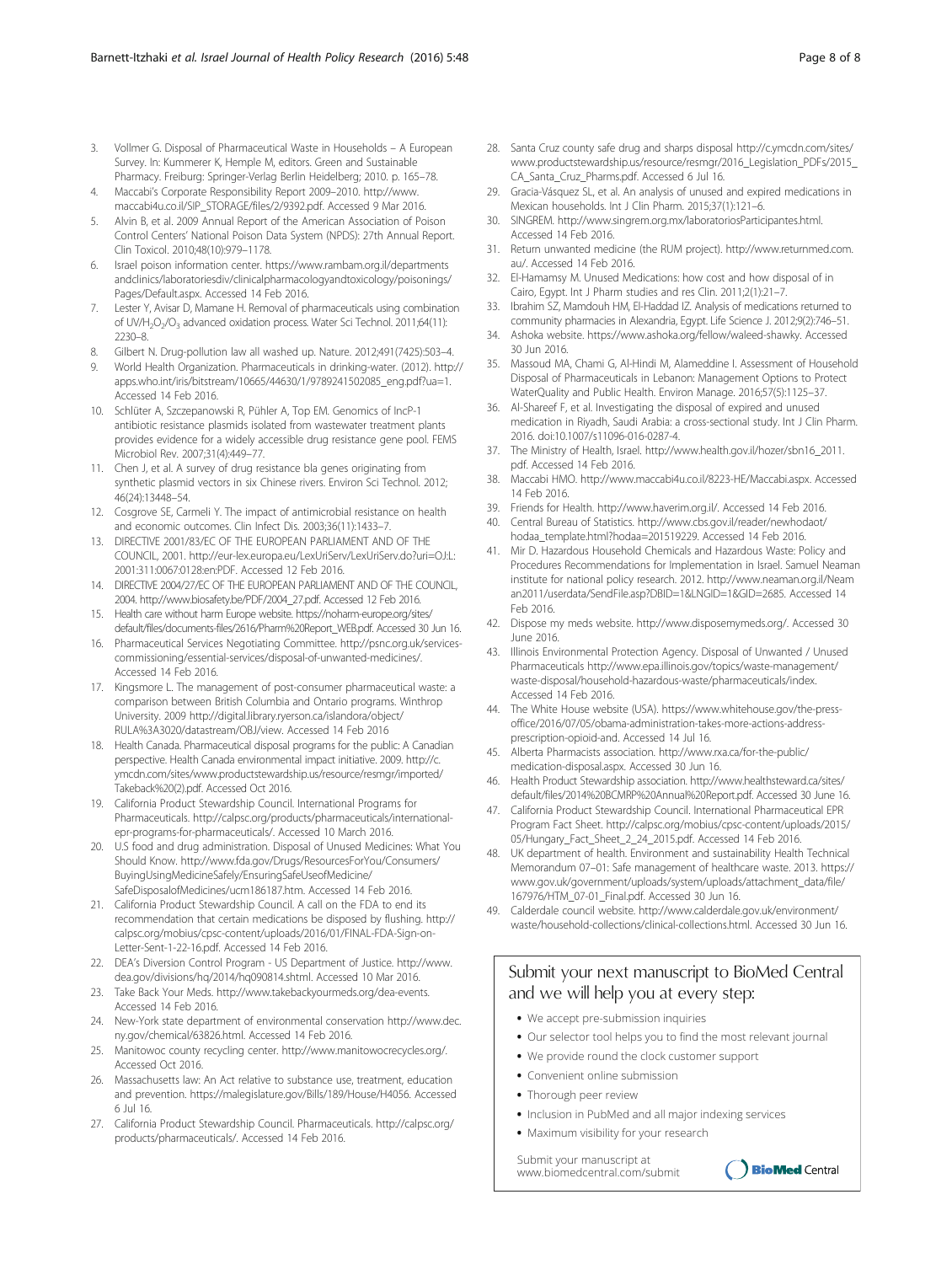3. Vollmer G. Disposal of Pharmaceutical Waste in Households – A European Survey. In: Kummerer K, Hemple M, editors. Green and Sustainable Pharmacy. Freiburg: Springer-Verlag Berlin Heidelberg; 2010. p. 165–78.
4. Maccabi's Corporate Responsibility Report 2009–2010. http://www.maccabi4u.co.il/SIP_STORAGE/files/2/9392.pdf. Accessed 9 Mar 2016.
5. Alvin B, et al. 2009 Annual Report of the American Association of Poison Control Centers' National Poison Data System (NPDS): 27th Annual Report. Clin Toxicol. 2010;48(10):979–1178.
6. Israel poison information center. https://www.rambam.org.il/departmentsandclinics/laboratoriesdiv/clinicalpharmacologyandtoxicology/poisonings/Pages/Default.aspx. Accessed 14 Feb 2016.
7. Lester Y, Avisar D, Mamane H. Removal of pharmaceuticals using combination of UV/$H_2O_2$/$O_3$ advanced oxidation process. Water Sci Technol. 2011;64(11):2230–8.
8. Gilbert N. Drug-pollution law all washed up. Nature. 2012;491(7425):503–4.
9. World Health Organization. Pharmaceuticals in drinking-water. (2012). http://apps.who.int/iris/bitstream/10665/44630/1/9789241502085_eng.pdf?ua=1. Accessed 14 Feb 2016.
10. Schlüter A, Szczepanowski R, Pühler A, Top EM. Genomics of IncP-1 antibiotic resistance plasmids isolated from wastewater treatment plants provides evidence for a widely accessible drug resistance gene pool. FEMS Microbiol Rev. 2007;31(4):449–77.
11. Chen J, et al. A survey of drug resistance bla genes originating from synthetic plasmid vectors in six Chinese rivers. Environ Sci Technol. 2012; 46(24):13448–54.
12. Cosgrove SE, Carmeli Y. The impact of antimicrobial resistance on health and economic outcomes. Clin Infect Dis. 2003;36(11):1433–7.
13. DIRECTIVE 2001/83/EC OF THE EUROPEAN PARLIAMENT AND OF THE COUNCIL, 2001. http://eur-lex.europa.eu/LexUriServ/LexUriServ.do?uri=OJ:L:2001:311:0067:0128:en:PDF. Accessed 12 Feb 2016.
14. DIRECTIVE 2004/27/EC OF THE EUROPEAN PARLIAMENT AND OF THE COUNCIL, 2004. http://www.biosafety.be/PDF/2004_27.pdf. Accessed 12 Feb 2016.
15. Health care without harm Europe website. https://noharm-europe.org/sites/default/files/documents-files/2616/Pharm%20Report_WEB.pdf. Accessed 30 Jun 16.
16. Pharmaceutical Services Negotiating Committee. http://psnc.org.uk/services-commissioning/essential-services/disposal-of-unwanted-medicines/. Accessed 14 Feb 2016.
17. Kingsmore L. The management of post-consumer pharmaceutical waste: a comparison between British Columbia and Ontario programs. Winthrop University. 2009 http://digital.library.ryerson.ca/islandora/object/RULA%3A3020/datastream/OBJ/view. Accessed 14 Feb 2016
18. Health Canada. Pharmaceutical disposal programs for the public: A Canadian perspective. Health Canada environmental impact initiative. 2009. http://c.ymcdn.com/sites/www.productstewardship.us/resource/resmgr/imported/Takeback%20(2).pdf. Accessed Oct 2016.
19. California Product Stewardship Council. International Programs for Pharmaceuticals. http://calpsc.org/products/pharmaceuticals/international-epr-programs-for-pharmaceuticals/. Accessed 10 March 2016.
20. U.S food and drug administration. Disposal of Unused Medicines: What You Should Know. http://www.fda.gov/Drugs/ResourcesForYou/Consumers/BuyingUsingMedicineSafely/EnsuringSafeUseofMedicine/SafeDisposalofMedicines/ucm186187.htm. Accessed 14 Feb 2016.
21. California Product Stewardship Council. A call on the FDA to end its recommendation that certain medications be disposed by flushing. http://calpsc.org/mobius/cpsc-content/uploads/2016/01/FINAL-FDA-Sign-on-Letter-Sent-1-22-16.pdf. Accessed 14 Feb 2016.
22. DEA's Diversion Control Program - US Department of Justice. http://www.dea.gov/divisions/hq/2014/hq090814.shtml. Accessed 10 Mar 2016.
23. Take Back Your Meds. http://www.takebackyourmeds.org/dea-events. Accessed 14 Feb 2016.
24. New-York state department of environmental conservation http://www.dec.ny.gov/chemical/63826.html. Accessed 14 Feb 2016.
25. Manitowoc county recycling center. http://www.manitowocrecycles.org/. Accessed Oct 2016.
26. Massachusetts law: An Act relative to substance use, treatment, education and prevention. https://malegislature.gov/Bills/189/House/H4056. Accessed 6 Jul 16.
27. California Product Stewardship Council. Pharmaceuticals. http://calpsc.org/products/pharmaceuticals/. Accessed 14 Feb 2016.
28. Santa Cruz county safe drug and sharps disposal http://c.ymcdn.com/sites/www.productstewardship.us/resource/resmgr/2016_Legislation_PDFs/2015_CA_Santa_Cruz_Pharms.pdf. Accessed 6 Jul 16.
29. Gracia-Vásquez SL, et al. An analysis of unused and expired medications in Mexican households. Int J Clin Pharm. 2015;37(1):121–6.
30. SINGREM. http://www.singrem.org.mx/laboratoriosParticipantes.html. Accessed 14 Feb 2016.
31. Return unwanted medicine (the RUM project). http://www.returnmed.com.au/. Accessed 14 Feb 2016.
32. El-Hamamsy M. Unused Medications: how cost and how disposal of in Cairo, Egypt. Int J Pharm studies and res Clin. 2011;2(1):21–7.
33. Ibrahim SZ, Mamdouh HM, El-Haddad IZ. Analysis of medications returned to community pharmacies in Alexandria, Egypt. Life Science J. 2012;9(2):746–51.
34. Ashoka website. https://www.ashoka.org/fellow/waleed-shawky. Accessed 30 Jun 2016.
35. Massoud MA, Chami G, Al-Hindi M, Alameddine I. Assessment of Household Disposal of Pharmaceuticals in Lebanon: Management Options to Protect WaterQuality and Public Health. Environ Manage. 2016;57(5):1125–37.
36. Al-Shareef F, et al. Investigating the disposal of expired and unused medication in Riyadh, Saudi Arabia: a cross-sectional study. Int J Clin Pharm. 2016. doi:10.1007/s11096-016-0287-4.
37. The Ministry of Health, Israel. http://www.health.gov.il/hozer/sbn16_2011.pdf. Accessed 14 Feb 2016.
38. Maccabi HMO. http://www.maccabi4u.co.il/8223-HE/Maccabi.aspx. Accessed 14 Feb 2016.
39. Friends for Health. http://www.haverim.org.il/. Accessed 14 Feb 2016.
40. Central Bureau of Statistics. http://www.cbs.gov.il/reader/newhodaot/hodaa_template.html?hodaa=201519229. Accessed 14 Feb 2016.
41. Mir D. Hazardous Household Chemicals and Hazardous Waste: Policy and Procedures Recommendations for Implementation in Israel. Samuel Neaman institute for national policy research. 2012. http://www.neaman.org.il/Neaman2011/userdata/SendFile.asp?DBID=1&LNGID=1&GID=2685. Accessed 14 Feb 2016.
42. Dispose my meds website. http://www.disposemymeds.org/. Accessed 30 June 2016.
43. Illinois Environmental Protection Agency. Disposal of Unwanted / Unused Pharmaceuticals http://www.epa.illinois.gov/topics/waste-management/waste-disposal/household-hazardous-waste/pharmaceuticals/index. Accessed 14 Feb 2016.
44. The White House website (USA). https://www.whitehouse.gov/the-press-office/2016/07/05/obama-administration-takes-more-actions-address-prescription-opioid-and. Accessed 14 Jul 16.
45. Alberta Pharmacists association. http://www.rxa.ca/for-the-public/medication-disposal.aspx. Accessed 30 Jun 16.
46. Health Product Stewardship association. http://www.healthsteward.ca/sites/default/files/2014%20BCMRP%20Annual%20Report.pdf. Accessed 30 June 16.
47. California Product Stewardship Council. International Pharmaceutical EPR Program Fact Sheet. http://calpsc.org/mobius/cpsc-content/uploads/2015/05/Hungary_Fact_Sheet_2_24_2015.pdf. Accessed 14 Feb 2016.
48. UK department of health. Environment and sustainability Health Technical Memorandum 07–01: Safe management of healthcare waste. 2013. https://www.gov.uk/government/uploads/system/uploads/attachment_data/file/167976/HTM_07-01_Final.pdf. Accessed 30 Jun 16.
49. Calderdale council website. http://www.calderdale.gov.uk/environment/waste/household-collections/clinical-collections.html. Accessed 30 Jun 16.

## Submit your next manuscript to BioMed Central and we will help you at every step:

- We accept pre-submission inquiries
- Our selector tool helps you to find the most relevant journal
- We provide round the clock customer support
- Convenient online submission
- Thorough peer review
- Inclusion in PubMed and all major indexing services
- Maximum visibility for your research

Submit your manuscript at
www.biomedcentral.com/submit

BioMed Central